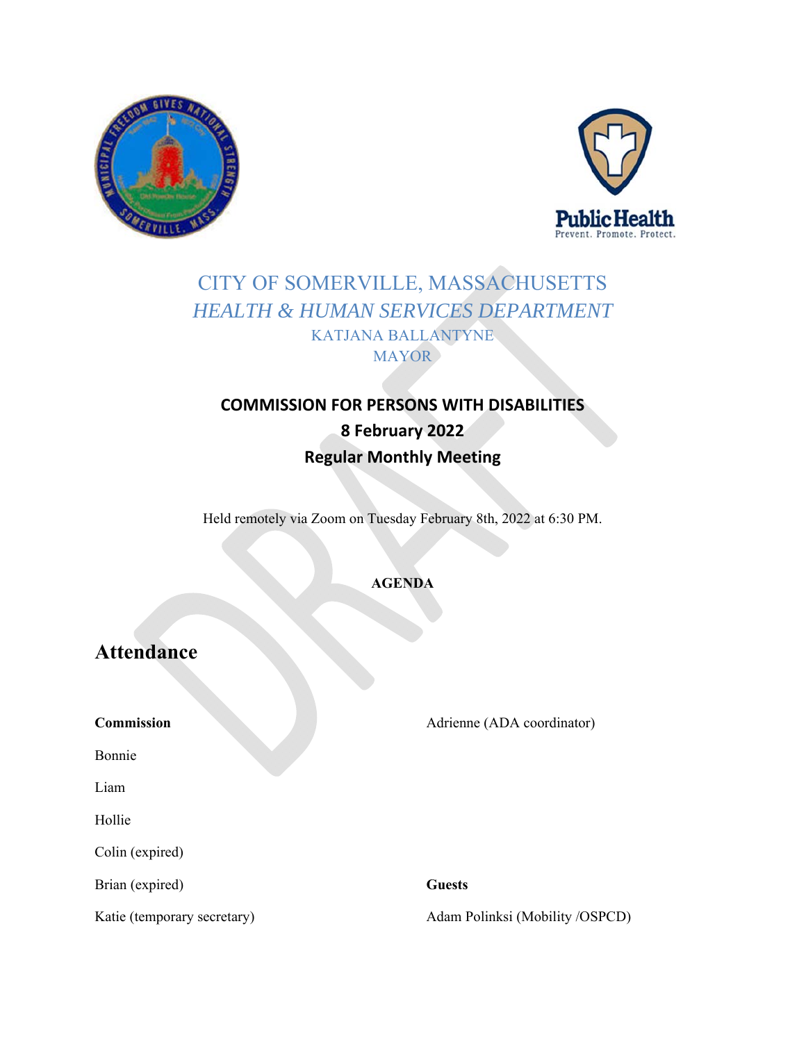CITY OF SOMERVILLE, MASSACHUSETTS

*HEALTH & HUMAN SERVICES DEPARTMENT*

KATJANA BALLANTYNE

MAYOR

# COMMISSION FOR PERSONS WITH DISABILITIES
## 8 February 2022
## Regular Monthly Meeting

Held remotely via Zoom on Tuesday February 8th, 2022 at 6:30 PM.

**AGENDA**

# Attendance

**Commission**

Bonnie

Liam

Hollie

Colin (expired)

Brian (expired)

Katie (temporary secretary)

Adrienne (ADA coordinator)

**Guests**

Adam Polinksi (Mobility /OSPCD)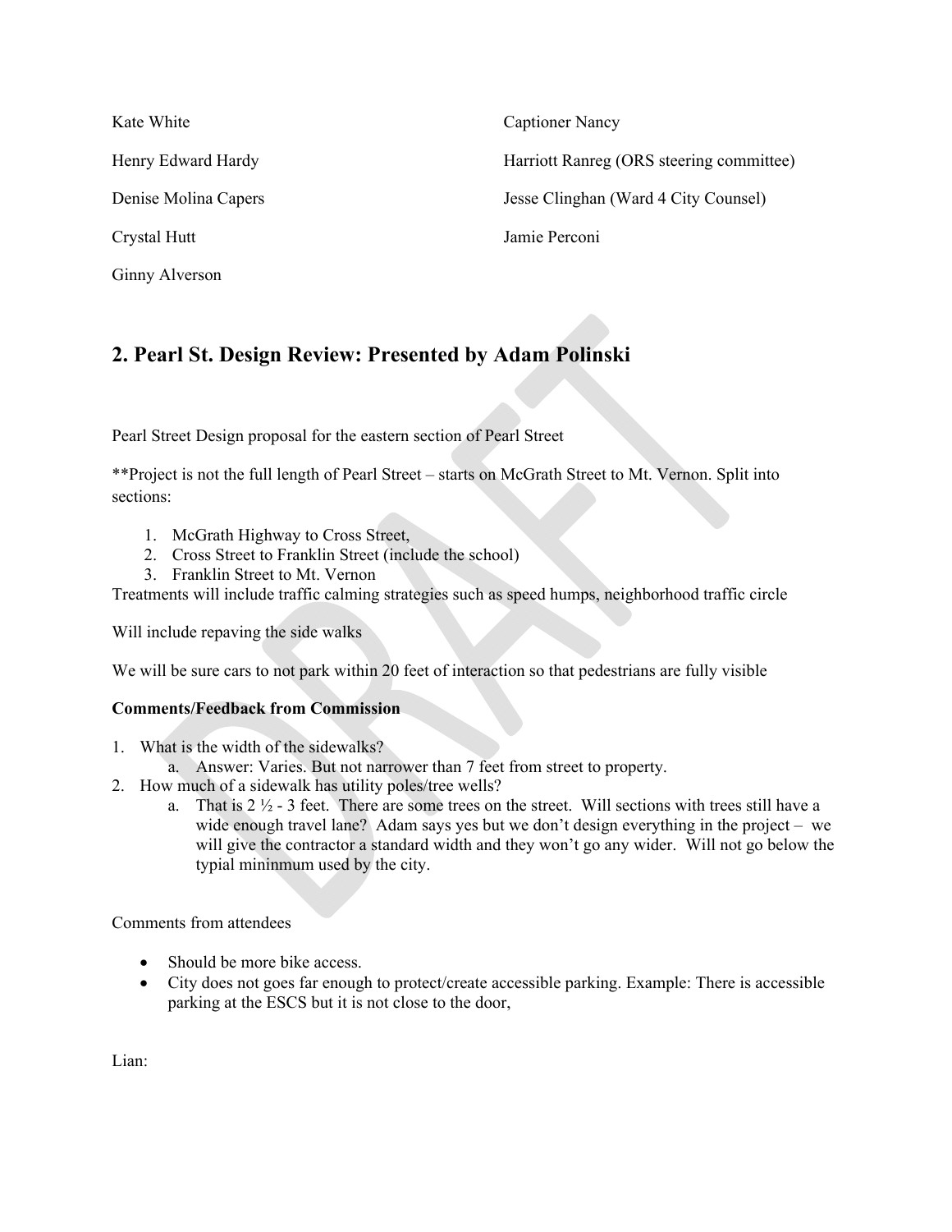Kate White

Henry Edward Hardy

Denise Molina Capers

Crystal Hutt

Ginny Alverson

Captioner Nancy

Harriott Ranreg (ORS steering committee)

Jesse Clinghan (Ward 4 City Counsel)

Jamie Perconi

## 2. Pearl St. Design Review: Presented by Adam Polinski

Pearl Street Design proposal for the eastern section of Pearl Street

**Project is not the full length of Pearl Street – starts on McGrath Street to Mt. Vernon. Split into sections:

1. McGrath Highway to Cross Street,
2. Cross Street to Franklin Street (include the school)
3. Franklin Street to Mt. Vernon

Treatments will include traffic calming strategies such as speed humps, neighborhood traffic circle

Will include repaving the side walks

We will be sure cars to not park within 20 feet of interaction so that pedestrians are fully visible

**Comments/Feedback from Commission**

1. What is the width of the sidewalks?
   a. Answer: Varies. But not narrower than 7 feet from street to property.
2. How much of a sidewalk has utility poles/tree wells?
   a. That is 2 ½ - 3 feet. There are some trees on the street. Will sections with trees still have a wide enough travel lane? Adam says yes but we don't design everything in the project – we will give the contractor a standard width and they won't go any wider. Will not go below the typial mininmum used by the city.

Comments from attendees

- Should be more bike access.
- City does not goes far enough to protect/create accessible parking. Example: There is accessible parking at the ESCS but it is not close to the door,

Lian: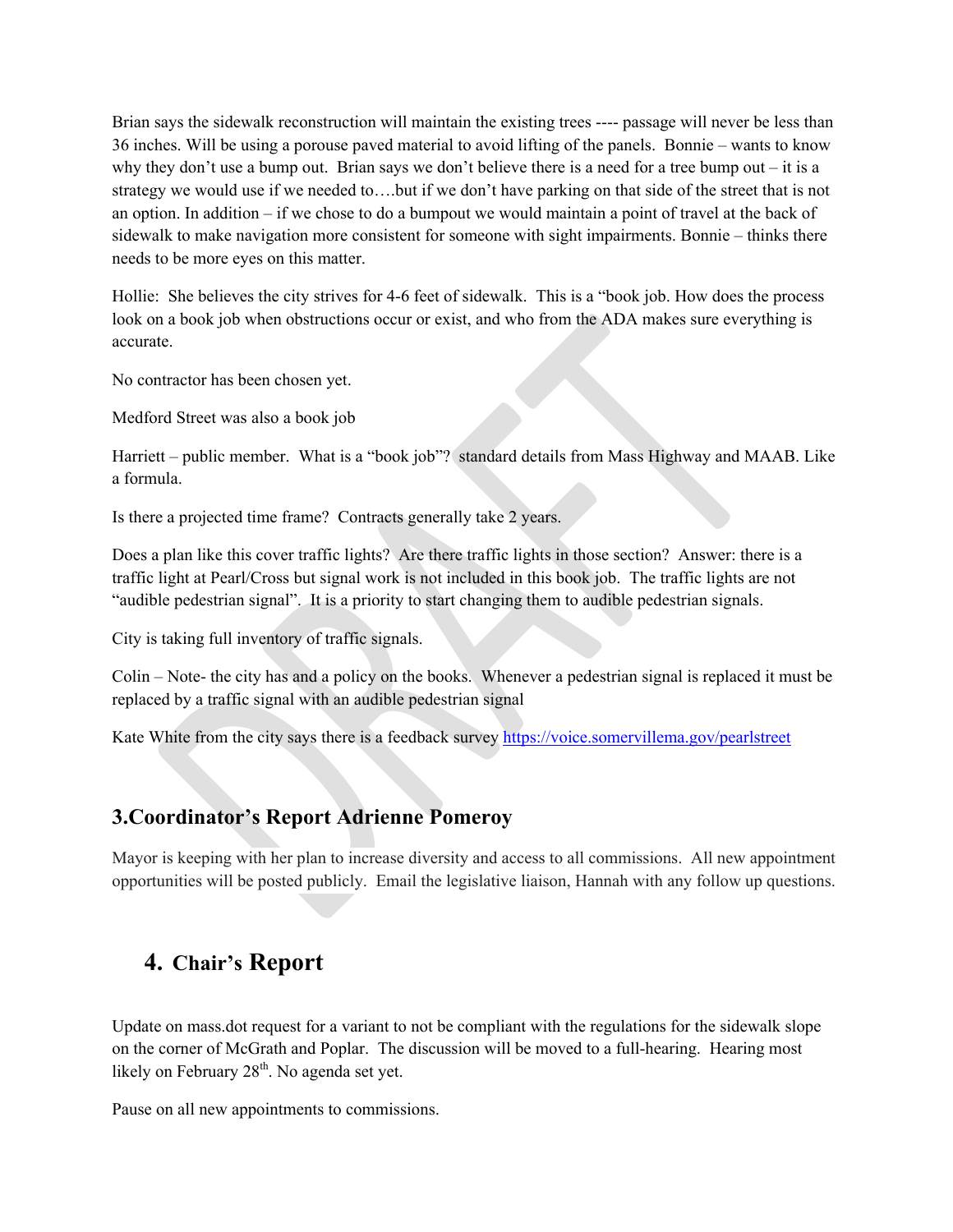Brian says the sidewalk reconstruction will maintain the existing trees ---- passage will never be less than 36 inches. Will be using a porouse paved material to avoid lifting of the panels. Bonnie – wants to know why they don't use a bump out. Brian says we don't believe there is a need for a tree bump out – it is a strategy we would use if we needed to….but if we don't have parking on that side of the street that is not an option. In addition – if we chose to do a bumpout we would maintain a point of travel at the back of sidewalk to make navigation more consistent for someone with sight impairments. Bonnie – thinks there needs to be more eyes on this matter.

Hollie: She believes the city strives for 4-6 feet of sidewalk. This is a "book job. How does the process look on a book job when obstructions occur or exist, and who from the ADA makes sure everything is accurate.

No contractor has been chosen yet.

Medford Street was also a book job

Harriett – public member. What is a "book job"? standard details from Mass Highway and MAAB. Like a formula.

Is there a projected time frame? Contracts generally take 2 years.

Does a plan like this cover traffic lights? Are there traffic lights in those section? Answer: there is a traffic light at Pearl/Cross but signal work is not included in this book job. The traffic lights are not "audible pedestrian signal". It is a priority to start changing them to audible pedestrian signals.

City is taking full inventory of traffic signals.

Colin – Note- the city has and a policy on the books. Whenever a pedestrian signal is replaced it must be replaced by a traffic signal with an audible pedestrian signal

Kate White from the city says there is a feedback survey https://voice.somervillema.gov/pearlstreet

## 3.Coordinator's Report Adrienne Pomeroy

Mayor is keeping with her plan to increase diversity and access to all commissions. All new appointment opportunities will be posted publicly. Email the legislative liaison, Hannah with any follow up questions.

## 4. Chair's Report

Update on mass.dot request for a variant to not be compliant with the regulations for the sidewalk slope on the corner of McGrath and Poplar. The discussion will be moved to a full-hearing. Hearing most likely on February 28th. No agenda set yet.

Pause on all new appointments to commissions.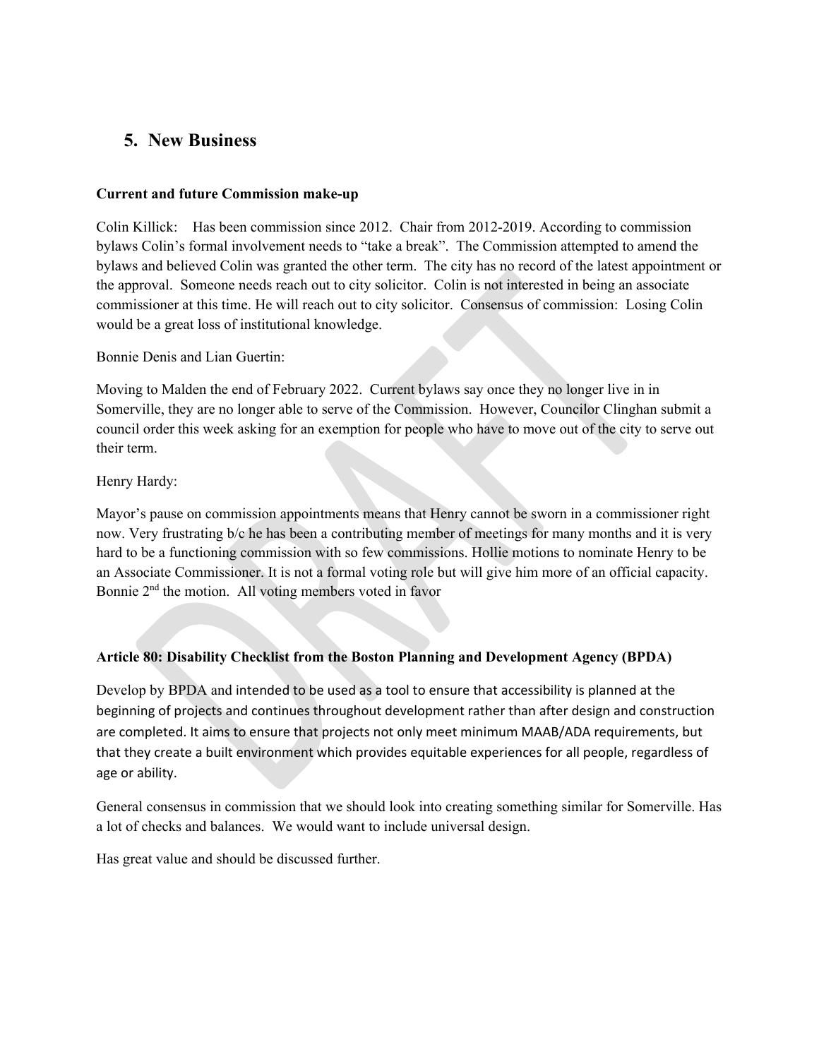## 5. New Business

**Current and future Commission make-up**

Colin Killick: Has been commission since 2012. Chair from 2012-2019. According to commission bylaws Colin's formal involvement needs to "take a break". The Commission attempted to amend the bylaws and believed Colin was granted the other term. The city has no record of the latest appointment or the approval. Someone needs reach out to city solicitor. Colin is not interested in being an associate commissioner at this time. He will reach out to city solicitor. Consensus of commission: Losing Colin would be a great loss of institutional knowledge.

Bonnie Denis and Lian Guertin:

Moving to Malden the end of February 2022. Current bylaws say once they no longer live in in Somerville, they are no longer able to serve of the Commission. However, Councilor Clinghan submit a council order this week asking for an exemption for people who have to move out of the city to serve out their term.

Henry Hardy:

Mayor's pause on commission appointments means that Henry cannot be sworn in a commissioner right now. Very frustrating b/c he has been a contributing member of meetings for many months and it is very hard to be a functioning commission with so few commissions. Hollie motions to nominate Henry to be an Associate Commissioner. It is not a formal voting role but will give him more of an official capacity. Bonnie 2nd the motion. All voting members voted in favor

**Article 80: Disability Checklist from the Boston Planning and Development Agency (BPDA)**

Develop by BPDA and intended to be used as a tool to ensure that accessibility is planned at the beginning of projects and continues throughout development rather than after design and construction are completed. It aims to ensure that projects not only meet minimum MAAB/ADA requirements, but that they create a built environment which provides equitable experiences for all people, regardless of age or ability.

General consensus in commission that we should look into creating something similar for Somerville. Has a lot of checks and balances. We would want to include universal design.

Has great value and should be discussed further.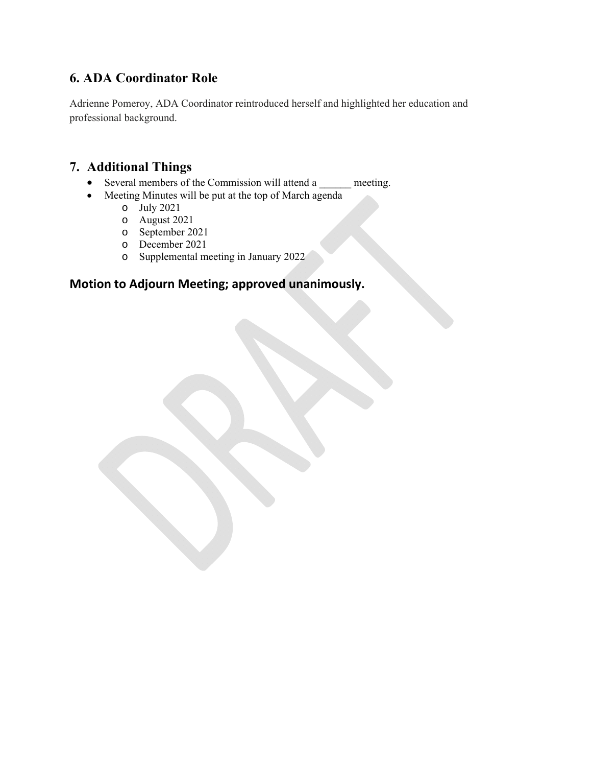## 6. ADA Coordinator Role

Adrienne Pomeroy, ADA Coordinator reintroduced herself and highlighted her education and professional background.

## 7. Additional Things

- Several members of the Commission will attend a ______ meeting.
- Meeting Minutes will be put at the top of March agenda
  - July 2021
  - August 2021
  - September 2021
  - December 2021
  - Supplemental meeting in January 2022

**Motion to Adjourn Meeting; approved unanimously.**